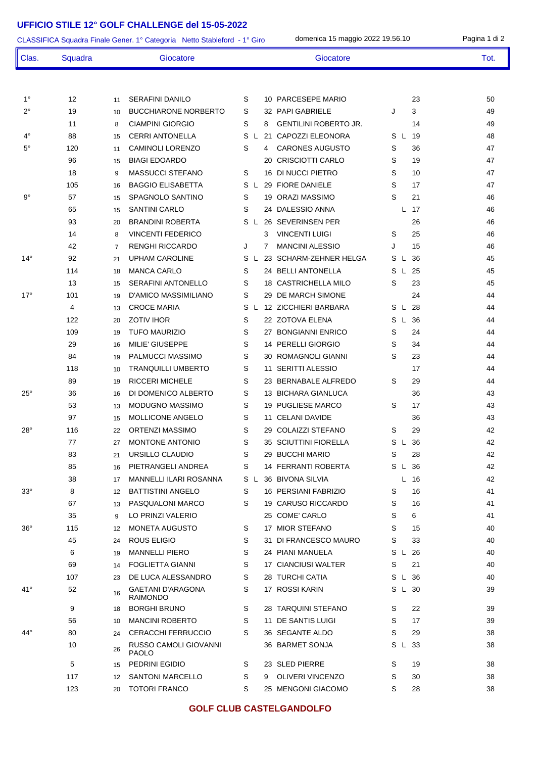# UFFICIO STILE 12° GOLF CHALLENGE del 15-05-2022

CLASSIFICA Squadra Finale Gener. 1° Categoria Netto Stableford - 1° Giro — domenica 15 maggio 2022 19.56.10

| Clas. | Squadra | | Giocatore | | | | Giocatore | | | | Tot. |
|---|---|---|---|---|---|---|---|---|---|---|---|
| 1° | 12 | 11 | SERAFINI DANILO | S | | 10 | PARCESEPE MARIO | | | 23 | 50 |
| 2° | 19 | 10 | BUCCHIARONE NORBERTO | S | | 32 | PAPI GABRIELE | J | | 3 | 49 |
| | 11 | 8 | CIAMPINI GIORGIO | S | | 8 | GENTILINI ROBERTO JR. | | | 14 | 49 |
| 4° | 88 | 15 | CERRI ANTONELLA | S | L | 21 | CAPOZZI ELEONORA | S | L | 19 | 48 |
| 5° | 120 | 11 | CAMINOLI LORENZO | S | | 4 | CARONES AUGUSTO | S | | 36 | 47 |
| | 96 | 15 | BIAGI EDOARDO | | | 20 | CRISCIOTTI CARLO | S | | 19 | 47 |
| | 18 | 9 | MASSUCCI STEFANO | S | | 16 | DI NUCCI PIETRO | S | | 10 | 47 |
| | 105 | 16 | BAGGIO ELISABETTA | S | L | 29 | FIORE DANIELE | S | | 17 | 47 |
| 9° | 57 | 15 | SPAGNOLO SANTINO | S | | 19 | ORAZI MASSIMO | S | | 21 | 46 |
| | 65 | 15 | SANTINI CARLO | S | | 24 | DALESSIO ANNA | | L | 17 | 46 |
| | 93 | 20 | BRANDINI ROBERTA | S | L | 26 | SEVERINSEN PER | | | 26 | 46 |
| | 14 | 8 | VINCENTI FEDERICO | | | 3 | VINCENTI LUIGI | S | | 25 | 46 |
| | 42 | 7 | RENGHI RICCARDO | J | | 7 | MANCINI ALESSIO | J | | 15 | 46 |
| 14° | 92 | 21 | UPHAM CAROLINE | S | L | 23 | SCHARM-ZEHNER HELGA | S | L | 36 | 45 |
| | 114 | 18 | MANCA CARLO | S | | 24 | BELLI ANTONELLA | S | L | 25 | 45 |
| | 13 | 15 | SERAFINI ANTONELLO | S | | 18 | CASTRICHELLA MILO | S | | 23 | 45 |
| 17° | 101 | 19 | D'AMICO MASSIMILIANO | S | | 29 | DE MARCH SIMONE | | | 24 | 44 |
| | 4 | 13 | CROCE MARIA | S | L | 12 | ZICCHIERI BARBARA | S | L | 28 | 44 |
| | 122 | 20 | ZOTIV IHOR | S | | 22 | ZOTOVA ELENA | S | L | 36 | 44 |
| | 109 | 19 | TUFO MAURIZIO | S | | 27 | BONGIANNI ENRICO | S | | 24 | 44 |
| | 29 | 16 | MILIE' GIUSEPPE | S | | 14 | PERELLI GIORGIO | S | | 34 | 44 |
| | 84 | 19 | PALMUCCI MASSIMO | S | | 30 | ROMAGNOLI GIANNI | S | | 23 | 44 |
| | 118 | 10 | TRANQUILLI UMBERTO | S | | 11 | SERITTI ALESSIO | | | 17 | 44 |
| | 89 | 19 | RICCERI MICHELE | S | | 23 | BERNABALE ALFREDO | S | | 29 | 44 |
| 25° | 36 | 16 | DI DOMENICO ALBERTO | S | | 13 | BICHARA GIANLUCA | | | 36 | 43 |
| | 53 | 13 | MODUGNO MASSIMO | S | | 19 | PUGLIESE MARCO | S | | 17 | 43 |
| | 97 | 15 | MOLLICONE ANGELO | S | | 11 | CELANI DAVIDE | | | 36 | 43 |
| 28° | 116 | 22 | ORTENZI MASSIMO | S | | 29 | COLAIZZI STEFANO | S | | 29 | 42 |
| | 77 | 27 | MONTONE ANTONIO | S | | 35 | SCIUTTINI FIORELLA | S | L | 36 | 42 |
| | 83 | 21 | URSILLO CLAUDIO | S | | 29 | BUCCHI MARIO | S | | 28 | 42 |
| | 85 | 16 | PIETRANGELI ANDREA | S | | 14 | FERRANTI ROBERTA | S | L | 36 | 42 |
| | 38 | 17 | MANNELLI ILARI ROSANNA | S | L | 36 | BIVONA SILVIA | | L | 16 | 42 |
| 33° | 8 | 12 | BATTISTINI ANGELO | S | | 16 | PERSIANI FABRIZIO | S | | 16 | 41 |
| | 67 | 13 | PASQUALONI MARCO | S | | 19 | CARUSO RICCARDO | S | | 16 | 41 |
| | 35 | 9 | LO PRINZI VALERIO | | | 25 | COME' CARLO | S | | 6 | 41 |
| 36° | 115 | 12 | MONETA AUGUSTO | S | | 17 | MIOR STEFANO | S | | 15 | 40 |
| | 45 | 24 | ROUS ELIGIO | S | | 31 | DI FRANCESCO MAURO | S | | 33 | 40 |
| | 6 | 19 | MANNELLI PIERO | S | | 24 | PIANI MANUELA | S | L | 26 | 40 |
| | 69 | 14 | FOGLIETTA GIANNI | S | | 17 | CIANCIUSI WALTER | S | | 21 | 40 |
| | 107 | 23 | DE LUCA ALESSANDRO | S | | 28 | TURCHI CATIA | S | L | 36 | 40 |
| 41° | 52 | 16 | GAETANI D'ARAGONA RAIMONDO | S | | 17 | ROSSI KARIN | S | L | 30 | 39 |
| | 9 | 18 | BORGHI BRUNO | S | | 28 | TARQUINI STEFANO | S | | 22 | 39 |
| | 56 | 10 | MANCINI ROBERTO | S | | 11 | DE SANTIS LUIGI | S | | 17 | 39 |
| 44° | 80 | 24 | CERACCHI FERRUCCIO | S | | 36 | SEGANTE ALDO | S | | 29 | 38 |
| | 10 | 26 | RUSSO CAMOLI GIOVANNI PAOLO | | | 36 | BARMET SONJA | S | L | 33 | 38 |
| | 5 | 15 | PEDRINI EGIDIO | S | | 23 | SLED PIERRE | S | | 19 | 38 |
| | 117 | 12 | SANTONI MARCELLO | S | | 9 | OLIVERI VINCENZO | S | | 30 | 38 |
| | 123 | 20 | TOTORI FRANCO | S | | 25 | MENGONI GIACOMO | S | | 28 | 38 |

**GOLF CLUB CASTELGANDOLFO**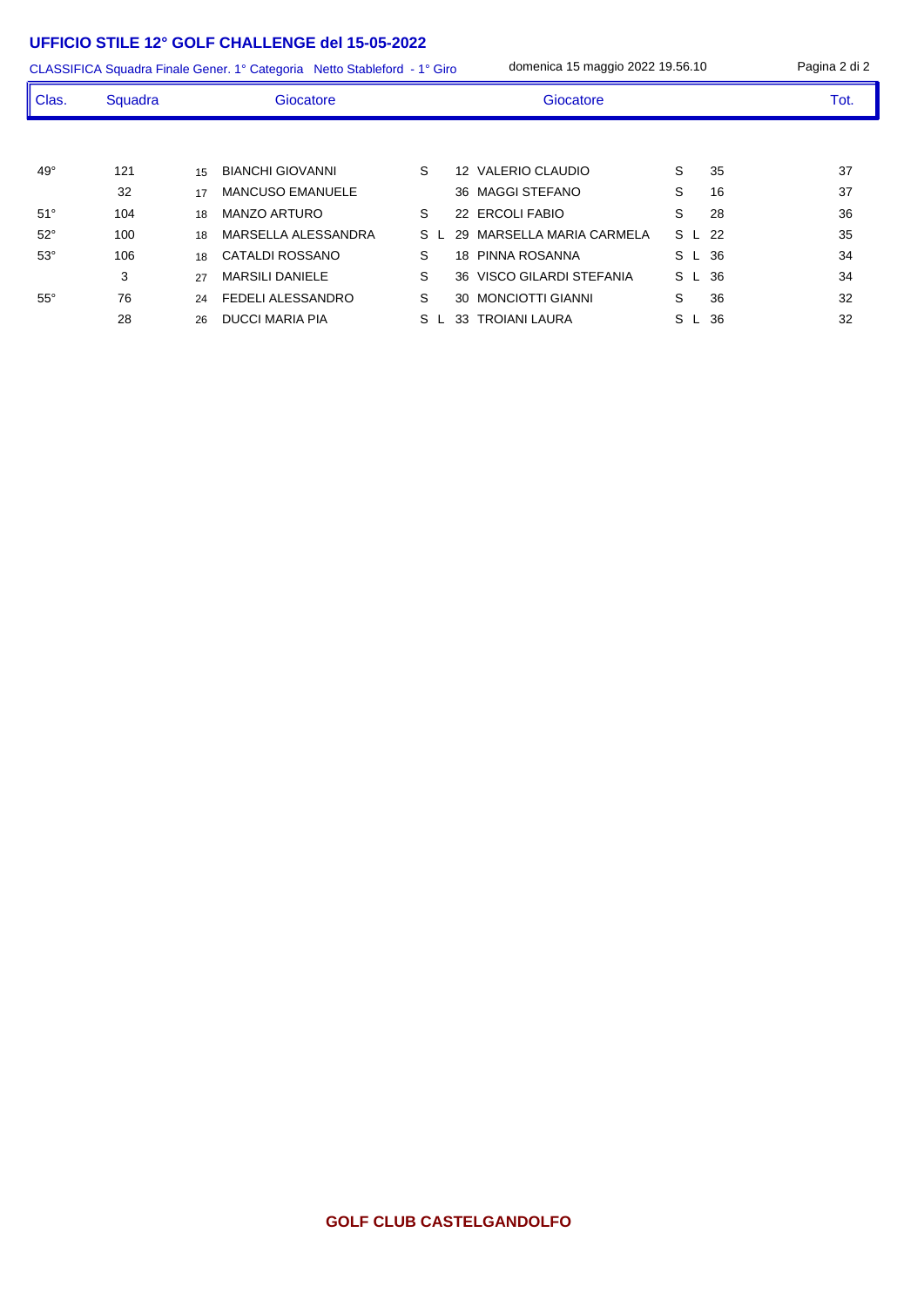## UFFICIO STILE 12° GOLF CHALLENGE del 15-05-2022

CLASSIFICA Squadra Finale Gener. 1° Categoria Netto Stableford - 1° Giro — domenica 15 maggio 2022 19.56.10

| Clas. | Squadra | | Giocatore | | | Giocatore | | | Tot. |
|---|---|---|---|---|---|---|---|---|---|
| 49° | 121 | 15 | BIANCHI GIOVANNI | S | 12 | VALERIO CLAUDIO | S | 35 | 37 |
| | 32 | 17 | MANCUSO EMANUELE | | 36 | MAGGI STEFANO | S | 16 | 37 |
| 51° | 104 | 18 | MANZO ARTURO | S | 22 | ERCOLI FABIO | S | 28 | 36 |
| 52° | 100 | 18 | MARSELLA ALESSANDRA | S L | 29 | MARSELLA MARIA CARMELA | S L | 22 | 35 |
| 53° | 106 | 18 | CATALDI ROSSANO | S | 18 | PINNA ROSANNA | S L | 36 | 34 |
| | 3 | 27 | MARSILI DANIELE | S | 36 | VISCO GILARDI STEFANIA | S L | 36 | 34 |
| 55° | 76 | 24 | FEDELI ALESSANDRO | S | 30 | MONCIOTTI GIANNI | S | 36 | 32 |
| | 28 | 26 | DUCCI MARIA PIA | S L | 33 | TROIANI LAURA | S L | 36 | 32 |

**GOLF CLUB CASTELGANDOLFO**